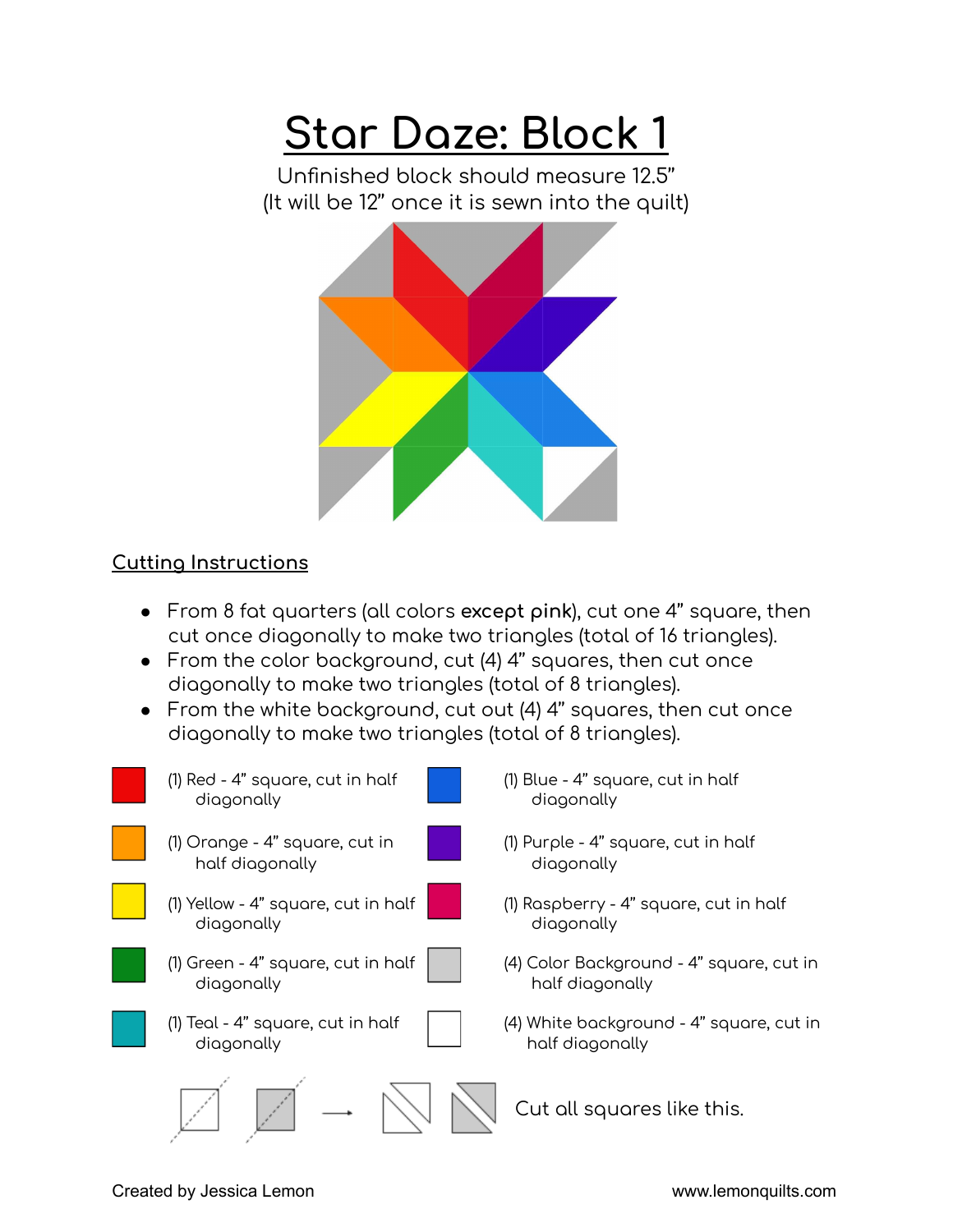# Star Daze: Block 1

Unfinished block should measure 12.5"
(It will be 12" once it is sewn into the quilt)

## Cutting Instructions

- From 8 fat quarters (all colors **except pink**), cut one 4" square, then cut once diagonally to make two triangles (total of 16 triangles).
- From the color background, cut (4) 4" squares, then cut once diagonally to make two triangles (total of 8 triangles).
- From the white background, cut out (4) 4" squares, then cut once diagonally to make two triangles (total of 8 triangles).

(1) Red - 4" square, cut in half diagonally

(1) Orange - 4" square, cut in half diagonally

(1) Yellow - 4" square, cut in half diagonally

(1) Green - 4" square, cut in half diagonally

(1) Teal - 4" square, cut in half diagonally

(1) Blue - 4" square, cut in half diagonally

(1) Purple - 4" square, cut in half diagonally

(1) Raspberry - 4" square, cut in half diagonally

(4) Color Background - 4" square, cut in half diagonally

(4) White background - 4" square, cut in half diagonally

Cut all squares like this.

Created by Jessica Lemon

www.lemonquilts.com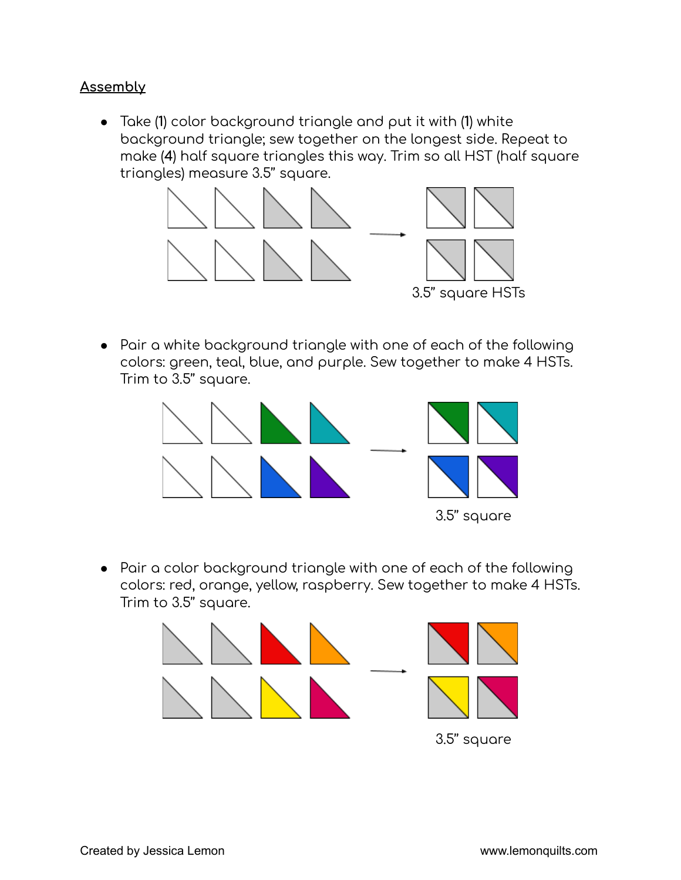## Assembly

- Take (1) color background triangle and put it with (1) white background triangle; sew together on the longest side. Repeat to make (4) half square triangles this way. Trim so all HST (half square triangles) measure 3.5" square.

3.5" square HSTs

- Pair a white background triangle with one of each of the following colors: green, teal, blue, and purple. Sew together to make 4 HSTs. Trim to 3.5" square.

3.5" square

- Pair a color background triangle with one of each of the following colors: red, orange, yellow, raspberry. Sew together to make 4 HSTs. Trim to 3.5" square.

3.5" square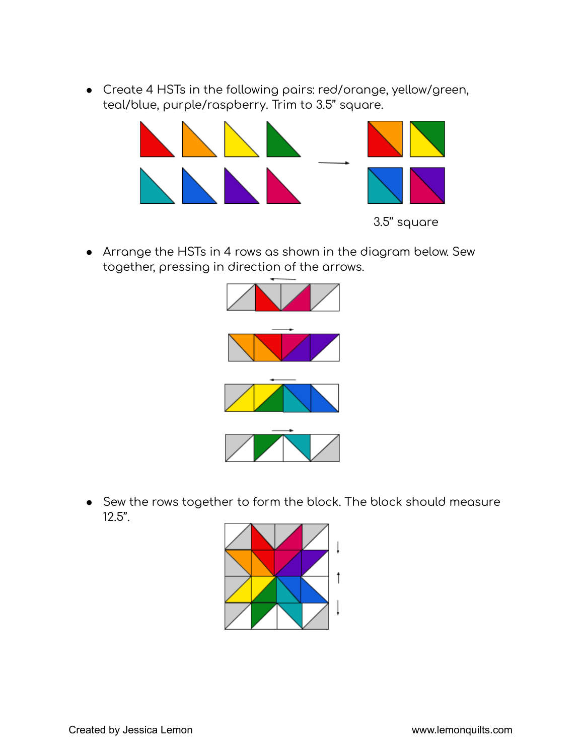- Create 4 HSTs in the following pairs: red/orange, yellow/green, teal/blue, purple/raspberry. Trim to 3.5" square.

3.5" square

- Arrange the HSTs in 4 rows as shown in the diagram below. Sew together, pressing in direction of the arrows.

- Sew the rows together to form the block. The block should measure 12.5".